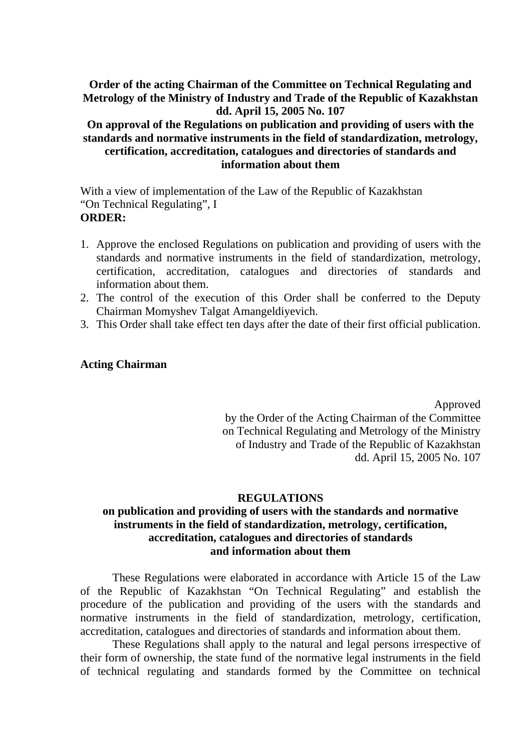**Order of the acting Chairman of the Committee on Technical Regulating and Metrology of the Ministry of Industry and Trade of the Republic of Kazakhstan dd. April 15, 2005 No. 107**

**On approval of the Regulations on publication and providing of users with the standards and normative instruments in the field of standardization, metrology, certification, accreditation, catalogues and directories of standards and information about them**

With a view of implementation of the Law of the Republic of Kazakhstan "On Technical Regulating", I

**ORDER:**

1. Approve the enclosed Regulations on publication and providing of users with the standards and normative instruments in the field of standardization, metrology, certification, accreditation, catalogues and directories of standards and information about them.
2. The control of the execution of this Order shall be conferred to the Deputy Chairman Momyshev Talgat Amangeldiyevich.
3. This Order shall take effect ten days after the date of their first official publication.

**Acting Chairman**

Approved
by the Order of the Acting Chairman of the Committee
on Technical Regulating and Metrology of the Ministry
of Industry and Trade of the Republic of Kazakhstan
dd. April 15, 2005 No. 107

**REGULATIONS**
**on publication and providing of users with the standards and normative instruments in the field of standardization, metrology, certification, accreditation, catalogues and directories of standards and information about them**

These Regulations were elaborated in accordance with Article 15 of the Law of the Republic of Kazakhstan "On Technical Regulating" and establish the procedure of the publication and providing of the users with the standards and normative instruments in the field of standardization, metrology, certification, accreditation, catalogues and directories of standards and information about them.

These Regulations shall apply to the natural and legal persons irrespective of their form of ownership, the state fund of the normative legal instruments in the field of technical regulating and standards formed by the Committee on technical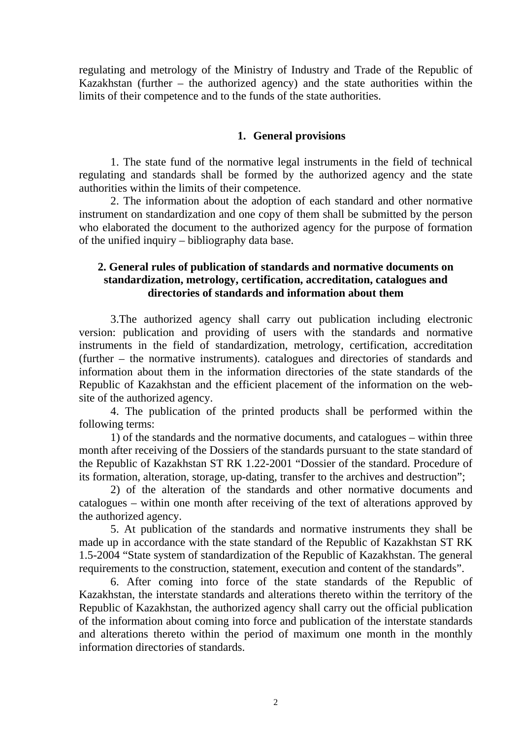regulating and metrology of the Ministry of Industry and Trade of the Republic of Kazakhstan (further – the authorized agency) and the state authorities within the limits of their competence and to the funds of the state authorities.

## 1. General provisions

1. The state fund of the normative legal instruments in the field of technical regulating and standards shall be formed by the authorized agency and the state authorities within the limits of their competence.

2. The information about the adoption of each standard and other normative instrument on standardization and one copy of them shall be submitted by the person who elaborated the document to the authorized agency for the purpose of formation of the unified inquiry – bibliography data base.

## 2. General rules of publication of standards and normative documents on standardization, metrology, certification, accreditation, catalogues and directories of standards and information about them

3.The authorized agency shall carry out publication including electronic version: publication and providing of users with the standards and normative instruments in the field of standardization, metrology, certification, accreditation (further – the normative instruments). catalogues and directories of standards and information about them in the information directories of the state standards of the Republic of Kazakhstan and the efficient placement of the information on the web-site of the authorized agency.

4. The publication of the printed products shall be performed within the following terms:

1) of the standards and the normative documents, and catalogues – within three month after receiving of the Dossiers of the standards pursuant to the state standard of the Republic of Kazakhstan ST RK 1.22-2001 "Dossier of the standard. Procedure of its formation, alteration, storage, up-dating, transfer to the archives and destruction";

2) of the alteration of the standards and other normative documents and catalogues – within one month after receiving of the text of alterations approved by the authorized agency.

5. At publication of the standards and normative instruments they shall be made up in accordance with the state standard of the Republic of Kazakhstan ST RK 1.5-2004 "State system of standardization of the Republic of Kazakhstan. The general requirements to the construction, statement, execution and content of the standards".

6. After coming into force of the state standards of the Republic of Kazakhstan, the interstate standards and alterations thereto within the territory of the Republic of Kazakhstan, the authorized agency shall carry out the official publication of the information about coming into force and publication of the interstate standards and alterations thereto within the period of maximum one month in the monthly information directories of standards.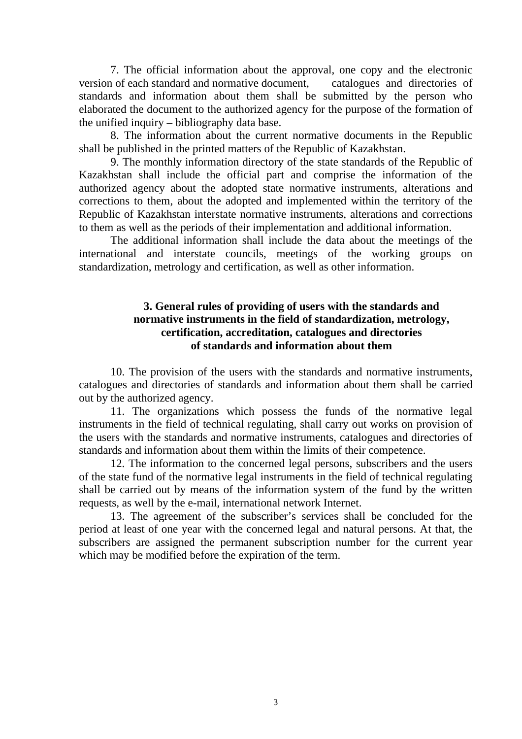7. The official information about the approval, one copy and the electronic version of each standard and normative document, catalogues and directories of standards and information about them shall be submitted by the person who elaborated the document to the authorized agency for the purpose of the formation of the unified inquiry – bibliography data base.

8. The information about the current normative documents in the Republic shall be published in the printed matters of the Republic of Kazakhstan.

9. The monthly information directory of the state standards of the Republic of Kazakhstan shall include the official part and comprise the information of the authorized agency about the adopted state normative instruments, alterations and corrections to them, about the adopted and implemented within the territory of the Republic of Kazakhstan interstate normative instruments, alterations and corrections to them as well as the periods of their implementation and additional information.

The additional information shall include the data about the meetings of the international and interstate councils, meetings of the working groups on standardization, metrology and certification, as well as other information.

## 3. General rules of providing of users with the standards and normative instruments in the field of standardization, metrology, certification, accreditation, catalogues and directories of standards and information about them

10. The provision of the users with the standards and normative instruments, catalogues and directories of standards and information about them shall be carried out by the authorized agency.

11. The organizations which possess the funds of the normative legal instruments in the field of technical regulating, shall carry out works on provision of the users with the standards and normative instruments, catalogues and directories of standards and information about them within the limits of their competence.

12. The information to the concerned legal persons, subscribers and the users of the state fund of the normative legal instruments in the field of technical regulating shall be carried out by means of the information system of the fund by the written requests, as well by the e-mail, international network Internet.

13. The agreement of the subscriber's services shall be concluded for the period at least of one year with the concerned legal and natural persons. At that, the subscribers are assigned the permanent subscription number for the current year which may be modified before the expiration of the term.